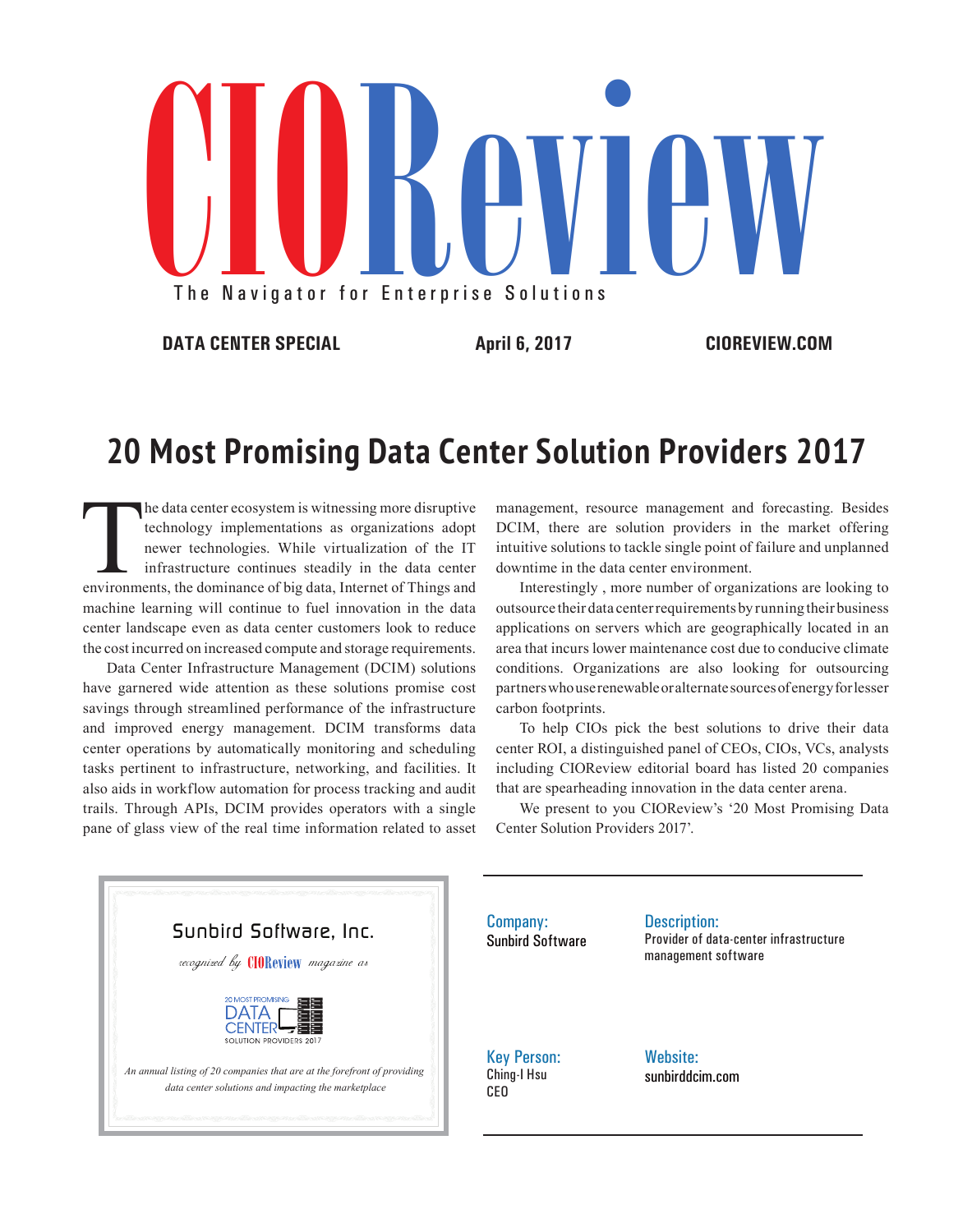# CIOReview

The Navigator for Enterprise Solutions

**DATA CENTER SPECIAL** | **April 6, 2017** | **CIOREVIEW.COM**

## 20 Most Promising Data Center Solution Providers 2017

The data center ecosystem is witnessing more disruptive technology implementations as organizations adopt newer technologies. While virtualization of the IT infrastructure continues steadily in the data center environments, the dominance of big data, Internet of Things and machine learning will continue to fuel innovation in the data center landscape even as data center customers look to reduce the cost incurred on increased compute and storage requirements.

Data Center Infrastructure Management (DCIM) solutions have garnered wide attention as these solutions promise cost savings through streamlined performance of the infrastructure and improved energy management. DCIM transforms data center operations by automatically monitoring and scheduling tasks pertinent to infrastructure, networking, and facilities. It also aids in workflow automation for process tracking and audit trails. Through APIs, DCIM provides operators with a single pane of glass view of the real time information related to asset management, resource management and forecasting. Besides DCIM, there are solution providers in the market offering intuitive solutions to tackle single point of failure and unplanned downtime in the data center environment.

Interestingly , more number of organizations are looking to outsource their data center requirements by running their business applications on servers which are geographically located in an area that incurs lower maintenance cost due to conducive climate conditions. Organizations are also looking for outsourcing partners who use renewable or alternate sources of energy for lesser carbon footprints.

To help CIOs pick the best solutions to drive their data center ROI, a distinguished panel of CEOs, CIOs, VCs, analysts including CIOReview editorial board has listed 20 companies that are spearheading innovation in the data center arena.

We present to you CIOReview's '20 Most Promising Data Center Solution Providers 2017'.

---

**Sunbird Software, Inc.**

*recognized by* **CIOReview** *magazine as*

20 MOST PROMISING DATA CENTER SOLUTION PROVIDERS 2017

*An annual listing of 20 companies that are at the forefront of providing data center solutions and impacting the marketplace*

---

**Company:**
Sunbird Software

**Description:**
Provider of data-center infrastructure management software

**Key Person:**
Ching-I Hsu
CEO

**Website:**
sunbirddcim.com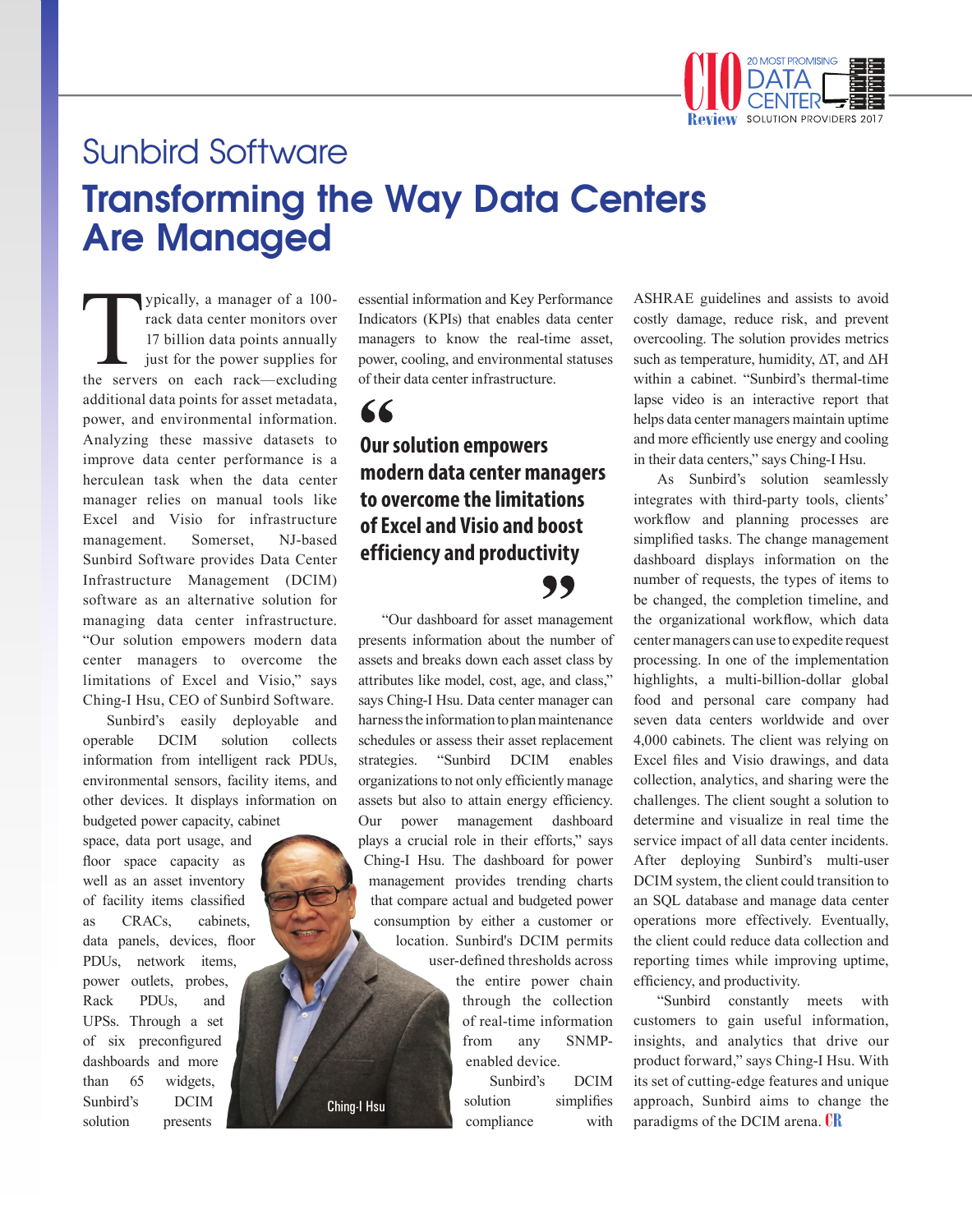# Sunbird Software

## Transforming the Way Data Centers Are Managed

Typically, a manager of a 100-rack data center monitors over 17 billion data points annually just for the power supplies for the servers on each rack—excluding additional data points for asset metadata, power, and environmental information. Analyzing these massive datasets to improve data center performance is a herculean task when the data center manager relies on manual tools like Excel and Visio for infrastructure management. Somerset, NJ-based Sunbird Software provides Data Center Infrastructure Management (DCIM) software as an alternative solution for managing data center infrastructure. "Our solution empowers modern data center managers to overcome the limitations of Excel and Visio," says Ching-I Hsu, CEO of Sunbird Software.

Sunbird's easily deployable and operable DCIM solution collects information from intelligent rack PDUs, environmental sensors, facility items, and other devices. It displays information on budgeted power capacity, cabinet space, data port usage, and floor space capacity as well as an asset inventory of facility items classified as CRACs, cabinets, data panels, devices, floor PDUs, network items, power outlets, probes, Rack PDUs, and UPSs. Through a set of six preconfigured dashboards and more than 65 widgets, Sunbird's DCIM solution presents essential information and Key Performance Indicators (KPIs) that enables data center managers to know the real-time asset, power, cooling, and environmental statuses of their data center infrastructure.

> **Our solution empowers modern data center managers to overcome the limitations of Excel and Visio and boost efficiency and productivity**

"Our dashboard for asset management presents information about the number of assets and breaks down each asset class by attributes like model, cost, age, and class," says Ching-I Hsu. Data center manager can harness the information to plan maintenance schedules or assess their asset replacement strategies. "Sunbird DCIM enables organizations to not only efficiently manage assets but also to attain energy efficiency. Our power management dashboard plays a crucial role in their efforts," says Ching-I Hsu. The dashboard for power management provides trending charts that compare actual and budgeted power consumption by either a customer or location. Sunbird's DCIM permits user-defined thresholds across the entire power chain through the collection of real-time information from any SNMP-enabled device.

Ching-I Hsu

Sunbird's DCIM solution simplifies compliance with ASHRAE guidelines and assists to avoid costly damage, reduce risk, and prevent overcooling. The solution provides metrics such as temperature, humidity, ΔT, and ΔH within a cabinet. "Sunbird's thermal-time lapse video is an interactive report that helps data center managers maintain uptime and more efficiently use energy and cooling in their data centers," says Ching-I Hsu.

As Sunbird's solution seamlessly integrates with third-party tools, clients' workflow and planning processes are simplified tasks. The change management dashboard displays information on the number of requests, the types of items to be changed, the completion timeline, and the organizational workflow, which data center managers can use to expedite request processing. In one of the implementation highlights, a multi-billion-dollar global food and personal care company had seven data centers worldwide and over 4,000 cabinets. The client was relying on Excel files and Visio drawings, and data collection, analytics, and sharing were the challenges. The client sought a solution to determine and visualize in real time the service impact of all data center incidents. After deploying Sunbird's multi-user DCIM system, the client could transition to an SQL database and manage data center operations more effectively. Eventually, the client could reduce data collection and reporting times while improving uptime, efficiency, and productivity.

"Sunbird constantly meets with customers to gain useful information, insights, and analytics that drive our product forward," says Ching-I Hsu. With its set of cutting-edge features and unique approach, Sunbird aims to change the paradigms of the DCIM arena.